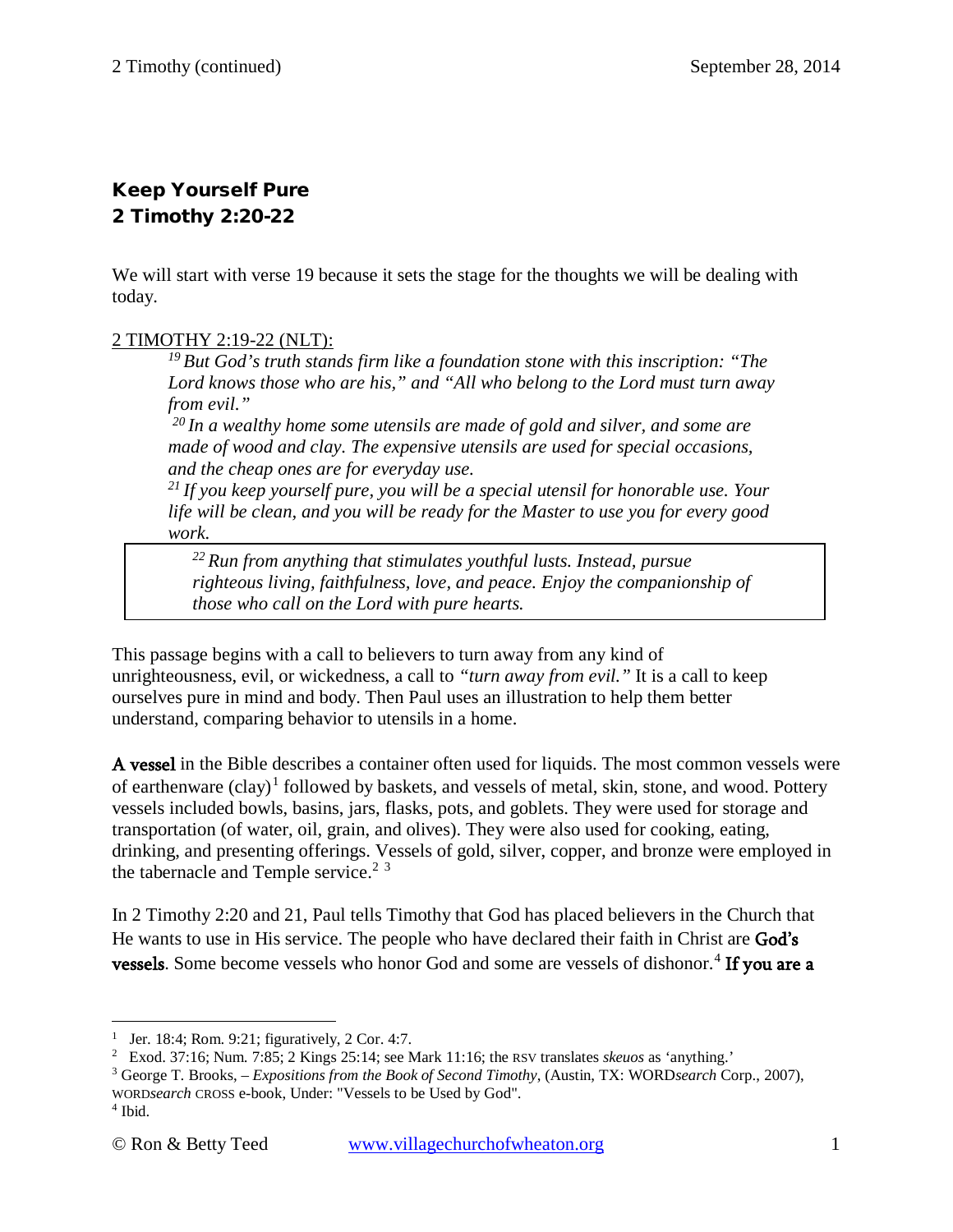# Keep Yourself Pure
## 2 Timothy 2:20-22

We will start with verse 19 because it sets the stage for the thoughts we will be dealing with today.

2 TIMOTHY 2:19-22 (NLT):

> [19] *But God's truth stands firm like a foundation stone with this inscription: "The Lord knows those who are his," and "All who belong to the Lord must turn away from evil."*
>
> [20] *In a wealthy home some utensils are made of gold and silver, and some are made of wood and clay. The expensive utensils are used for special occasions, and the cheap ones are for everyday use.*
>
> [21] *If you keep yourself pure, you will be a special utensil for honorable use. Your life will be clean, and you will be ready for the Master to use you for every good work.*
>
> [22] *Run from anything that stimulates youthful lusts. Instead, pursue righteous living, faithfulness, love, and peace. Enjoy the companionship of those who call on the Lord with pure hearts.*

This passage begins with a call to believers to turn away from any kind of unrighteousness, evil, or wickedness, a call to *"turn away from evil."* It is a call to keep ourselves pure in mind and body. Then Paul uses an illustration to help them better understand, comparing behavior to utensils in a home.

**A vessel** in the Bible describes a container often used for liquids. The most common vessels were of earthenware (clay)[1] followed by baskets, and vessels of metal, skin, stone, and wood. Pottery vessels included bowls, basins, jars, flasks, pots, and goblets. They were used for storage and transportation (of water, oil, grain, and olives). They were also used for cooking, eating, drinking, and presenting offerings. Vessels of gold, silver, copper, and bronze were employed in the tabernacle and Temple service.[2] [3]

In 2 Timothy 2:20 and 21, Paul tells Timothy that God has placed believers in the Church that He wants to use in His service. The people who have declared their faith in Christ are **God's vessels**. Some become vessels who honor God and some are vessels of dishonor.[4] **If you are a**

---

[1] Jer. 18:4; Rom. 9:21; figuratively, 2 Cor. 4:7.

[2] Exod. 37:16; Num. 7:85; 2 Kings 25:14; see Mark 11:16; the RSV translates *skeuos* as 'anything.'

[3] George T. Brooks, – *Expositions from the Book of Second Timothy*, (Austin, TX: WORD*search* Corp., 2007), WORD*search* CROSS e-book, Under: "Vessels to be Used by God".

[4] Ibid.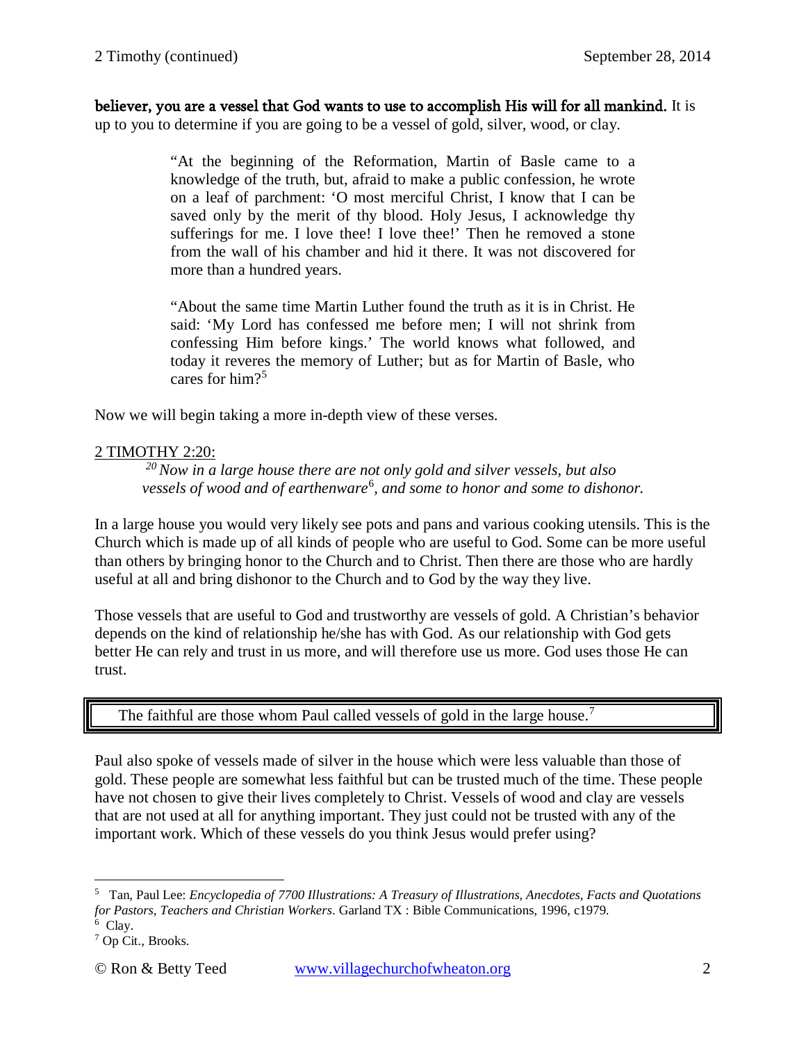**believer, you are a vessel that God wants to use to accomplish His will for all mankind.** It is up to you to determine if you are going to be a vessel of gold, silver, wood, or clay.

> "At the beginning of the Reformation, Martin of Basle came to a knowledge of the truth, but, afraid to make a public confession, he wrote on a leaf of parchment: 'O most merciful Christ, I know that I can be saved only by the merit of thy blood. Holy Jesus, I acknowledge thy sufferings for me. I love thee! I love thee!' Then he removed a stone from the wall of his chamber and hid it there. It was not discovered for more than a hundred years.
>
> "About the same time Martin Luther found the truth as it is in Christ. He said: 'My Lord has confessed me before men; I will not shrink from confessing Him before kings.' The world knows what followed, and today it reveres the memory of Luther; but as for Martin of Basle, who cares for him?[5]

Now we will begin taking a more in-depth view of these verses.

2 TIMOTHY 2:20:

> [20] *Now in a large house there are not only gold and silver vessels, but also vessels of wood and of earthenware*[6]*, and some to honor and some to dishonor.*

In a large house you would very likely see pots and pans and various cooking utensils. This is the Church which is made up of all kinds of people who are useful to God. Some can be more useful than others by bringing honor to the Church and to Christ. Then there are those who are hardly useful at all and bring dishonor to the Church and to God by the way they live.

Those vessels that are useful to God and trustworthy are vessels of gold. A Christian's behavior depends on the kind of relationship he/she has with God. As our relationship with God gets better He can rely and trust in us more, and will therefore use us more. God uses those He can trust.

| The faithful are those whom Paul called vessels of gold in the large house.[7] |
|---|

Paul also spoke of vessels made of silver in the house which were less valuable than those of gold. These people are somewhat less faithful but can be trusted much of the time. These people have not chosen to give their lives completely to Christ. Vessels of wood and clay are vessels that are not used at all for anything important. They just could not be trusted with any of the important work. Which of these vessels do you think Jesus would prefer using?

---

[5] Tan, Paul Lee: *Encyclopedia of 7700 Illustrations: A Treasury of Illustrations, Anecdotes, Facts and Quotations for Pastors, Teachers and Christian Workers.* Garland TX : Bible Communications, 1996, c1979.

[6] Clay.

[7] Op Cit., Brooks.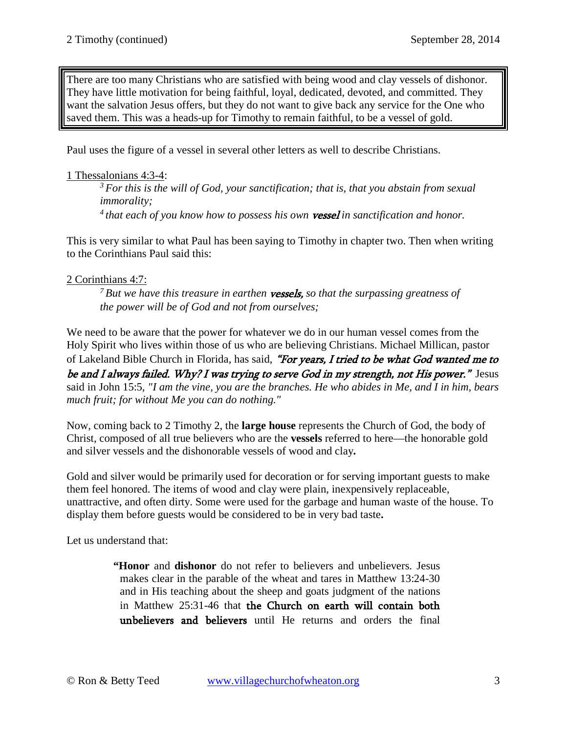> There are too many Christians who are satisfied with being wood and clay vessels of dishonor. They have little motivation for being faithful, loyal, dedicated, devoted, and committed. They want the salvation Jesus offers, but they do not want to give back any service for the One who saved them. This was a heads-up for Timothy to remain faithful, to be a vessel of gold.

Paul uses the figure of a vessel in several other letters as well to describe Christians.

1 Thessalonians 4:3-4:

> [3] *For this is the will of God, your sanctification; that is, that you abstain from sexual immorality;*
>
> [4] *that each of you know how to possess his own* ***vessel*** *in sanctification and honor.*

This is very similar to what Paul has been saying to Timothy in chapter two. Then when writing to the Corinthians Paul said this:

2 Corinthians 4:7:

> [7] *But we have this treasure in earthen* ***vessels,*** *so that the surpassing greatness of the power will be of God and not from ourselves;*

We need to be aware that the power for whatever we do in our human vessel comes from the Holy Spirit who lives within those of us who are believing Christians. Michael Millican, pastor of Lakeland Bible Church in Florida, has said, ***"For years, I tried to be what God wanted me to be and I always failed. Why? I was trying to serve God in my strength, not His power."*** Jesus said in John 15:5, *"I am the vine, you are the branches. He who abides in Me, and I in him, bears much fruit; for without Me you can do nothing."*

Now, coming back to 2 Timothy 2, the **large house** represents the Church of God, the body of Christ, composed of all true believers who are the **vessels** referred to here—the honorable gold and silver vessels and the dishonorable vessels of wood and clay**.**

Gold and silver would be primarily used for decoration or for serving important guests to make them feel honored. The items of wood and clay were plain, inexpensively replaceable, unattractive, and often dirty. Some were used for the garbage and human waste of the house. To display them before guests would be considered to be in very bad taste**.**

Let us understand that:

> "**Honor** and **dishonor** do not refer to believers and unbelievers. Jesus makes clear in the parable of the wheat and tares in Matthew 13:24-30 and in His teaching about the sheep and goats judgment of the nations in Matthew 25:31-46 that **the Church on earth will contain both unbelievers and believers** until He returns and orders the final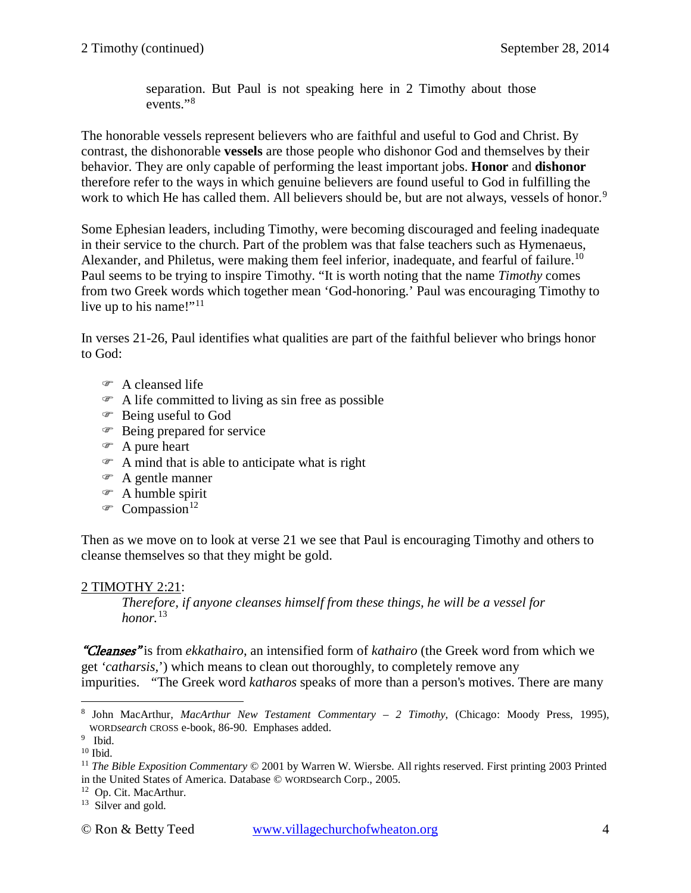> separation. But Paul is not speaking here in 2 Timothy about those events."[8]

The honorable vessels represent believers who are faithful and useful to God and Christ. By contrast, the dishonorable **vessels** are those people who dishonor God and themselves by their behavior. They are only capable of performing the least important jobs. **Honor** and **dishonor** therefore refer to the ways in which genuine believers are found useful to God in fulfilling the work to which He has called them. All believers should be, but are not always, vessels of honor.[9]

Some Ephesian leaders, including Timothy, were becoming discouraged and feeling inadequate in their service to the church. Part of the problem was that false teachers such as Hymenaeus, Alexander, and Philetus, were making them feel inferior, inadequate, and fearful of failure.[10] Paul seems to be trying to inspire Timothy. "It is worth noting that the name *Timothy* comes from two Greek words which together mean 'God-honoring.' Paul was encouraging Timothy to live up to his name!"[11]

In verses 21-26, Paul identifies what qualities are part of the faithful believer who brings honor to God:

- ☞ A cleansed life
- ☞ A life committed to living as sin free as possible
- ☞ Being useful to God
- ☞ Being prepared for service
- ☞ A pure heart
- ☞ A mind that is able to anticipate what is right
- ☞ A gentle manner
- ☞ A humble spirit
- ☞ Compassion[12]

Then as we move on to look at verse 21 we see that Paul is encouraging Timothy and others to cleanse themselves so that they might be gold.

<u>2 TIMOTHY 2:21</u>:

> *Therefore, if anyone cleanses himself from these things, he will be a vessel for honor.*[13]

***"Cleanses"*** is from *ekkathairo*, an intensified form of *kathairo* (the Greek word from which we get '*catharsis*,') which means to clean out thoroughly, to completely remove any impurities. "The Greek word *katharos* speaks of more than a person's motives. There are many

---

[8] John MacArthur, *MacArthur New Testament Commentary – 2 Timothy,* (Chicago: Moody Press, 1995), WORD*search* CROSS e-book, 86-90. Emphases added.

[9] Ibid.

[10] Ibid.

[11] *The Bible Exposition Commentary* © 2001 by Warren W. Wiersbe. All rights reserved. First printing 2003 Printed in the United States of America. Database © WORDsearch Corp., 2005.

[12] Op. Cit. MacArthur.

[13] Silver and gold.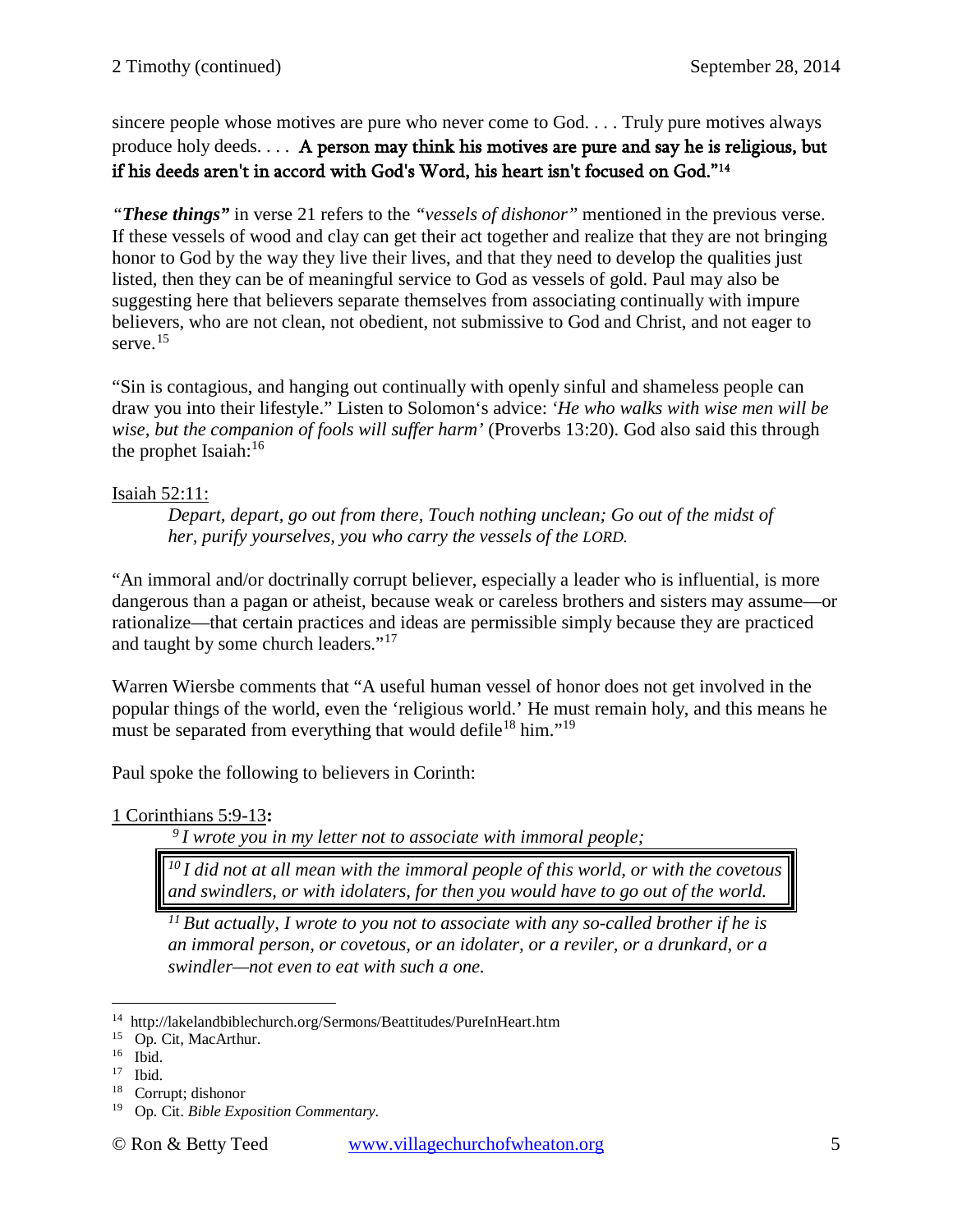sincere people whose motives are pure who never come to God. . . . Truly pure motives always produce holy deeds. . . . **A person may think his motives are pure and say he is religious, but if his deeds aren't in accord with God's Word, his heart isn't focused on God."**[14]

*"**These things**"* in verse 21 refers to the *"vessels of dishonor"* mentioned in the previous verse. If these vessels of wood and clay can get their act together and realize that they are not bringing honor to God by the way they live their lives, and that they need to develop the qualities just listed, then they can be of meaningful service to God as vessels of gold. Paul may also be suggesting here that believers separate themselves from associating continually with impure believers, who are not clean, not obedient, not submissive to God and Christ, and not eager to serve.[15]

"Sin is contagious, and hanging out continually with openly sinful and shameless people can draw you into their lifestyle." Listen to Solomon's advice: *'He who walks with wise men will be wise, but the companion of fools will suffer harm'* (Proverbs 13:20). God also said this through the prophet Isaiah:[16]

Isaiah 52:11:

> *Depart, depart, go out from there, Touch nothing unclean; Go out of the midst of her, purify yourselves, you who carry the vessels of the LORD.*

"An immoral and/or doctrinally corrupt believer, especially a leader who is influential, is more dangerous than a pagan or atheist, because weak or careless brothers and sisters may assume—or rationalize—that certain practices and ideas are permissible simply because they are practiced and taught by some church leaders."[17]

Warren Wiersbe comments that "A useful human vessel of honor does not get involved in the popular things of the world, even the 'religious world.' He must remain holy, and this means he must be separated from everything that would defile[18] him."[19]

Paul spoke the following to believers in Corinth:

1 Corinthians 5:9-13**:**

> [9] *I wrote you in my letter not to associate with immoral people;*
>
> [10] *I did not at all mean with the immoral people of this world, or with the covetous and swindlers, or with idolaters, for then you would have to go out of the world.*
>
> [11] *But actually, I wrote to you not to associate with any so-called brother if he is an immoral person, or covetous, or an idolater, or a reviler, or a drunkard, or a swindler—not even to eat with such a one.*

---

[14] http://lakelandbiblechurch.org/Sermons/Beattitudes/PureInHeart.htm
[15] Op. Cit, MacArthur.
[16] Ibid.
[17] Ibid.
[18] Corrupt; dishonor
[19] Op. Cit. *Bible Exposition Commentary*.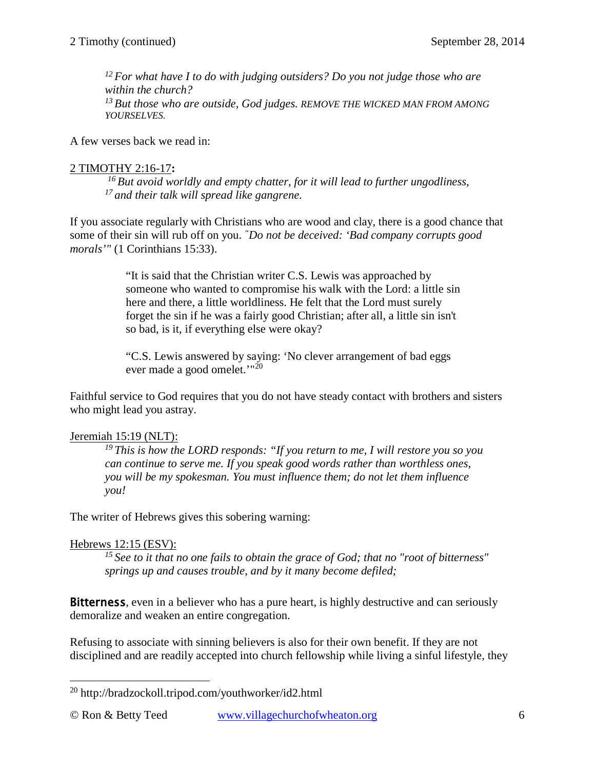*[12] For what have I to do with judging outsiders? Do you not judge those who are within the church?*
*[13] But those who are outside, God judges.* REMOVE THE WICKED MAN FROM AMONG YOURSELVES.

A few verses back we read in:

2 TIMOTHY 2:16-17**:**

*[16] But avoid worldly and empty chatter, for it will lead to further ungodliness,*
*[17] and their talk will spread like gangrene.*

If you associate regularly with Christians who are wood and clay, there is a good chance that some of their sin will rub off on you. *"Do not be deceived: 'Bad company corrupts good morals'"* (1 Corinthians 15:33).

> "It is said that the Christian writer C.S. Lewis was approached by someone who wanted to compromise his walk with the Lord: a little sin here and there, a little worldliness. He felt that the Lord must surely forget the sin if he was a fairly good Christian; after all, a little sin isn't so bad, is it, if everything else were okay?
>
> "C.S. Lewis answered by saying: 'No clever arrangement of bad eggs ever made a good omelet.'"[20]

Faithful service to God requires that you do not have steady contact with brothers and sisters who might lead you astray.

Jeremiah 15:19 (NLT):

*[19] This is how the LORD responds: "If you return to me, I will restore you so you can continue to serve me. If you speak good words rather than worthless ones, you will be my spokesman. You must influence them; do not let them influence you!*

The writer of Hebrews gives this sobering warning:

Hebrews 12:15 (ESV):

*[15] See to it that no one fails to obtain the grace of God; that no "root of bitterness" springs up and causes trouble, and by it many become defiled;*

**Bitterness**, even in a believer who has a pure heart, is highly destructive and can seriously demoralize and weaken an entire congregation.

Refusing to associate with sinning believers is also for their own benefit. If they are not disciplined and are readily accepted into church fellowship while living a sinful lifestyle, they

---

[20] http://bradzockoll.tripod.com/youthworker/id2.html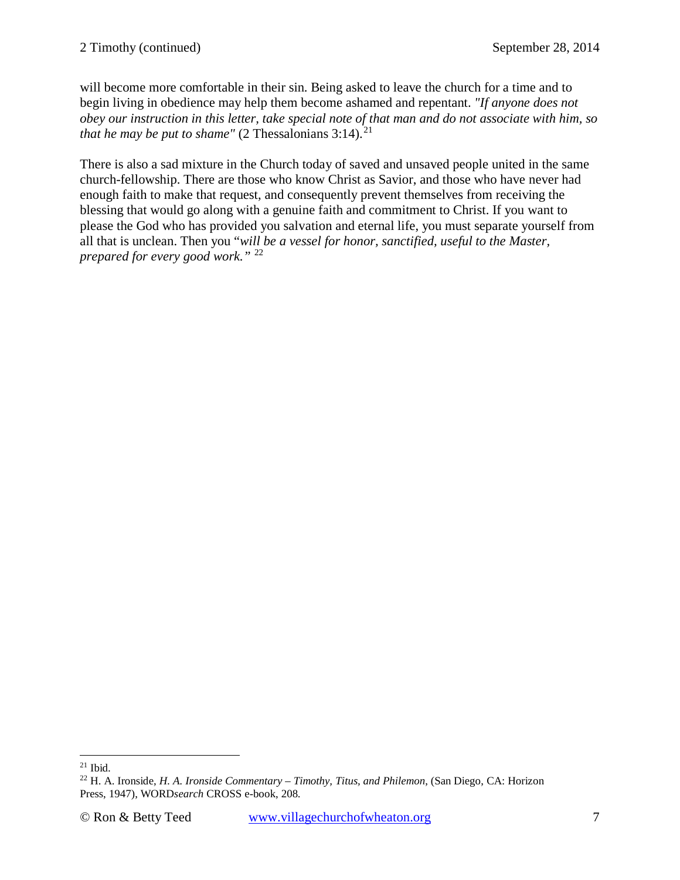will become more comfortable in their sin. Being asked to leave the church for a time and to begin living in obedience may help them become ashamed and repentant. *"If anyone does not obey our instruction in this letter, take special note of that man and do not associate with him, so that he may be put to shame"* (2 Thessalonians 3:14).[21]

There is also a sad mixture in the Church today of saved and unsaved people united in the same church-fellowship. There are those who know Christ as Savior, and those who have never had enough faith to make that request, and consequently prevent themselves from receiving the blessing that would go along with a genuine faith and commitment to Christ. If you want to please the God who has provided you salvation and eternal life, you must separate yourself from all that is unclean. Then you "*will be a vessel for honor, sanctified, useful to the Master, prepared for every good work."* [22]

---

[21] Ibid.

[22] H. A. Ironside, *H. A. Ironside Commentary – Timothy, Titus, and Philemon*, (San Diego, CA: Horizon Press, 1947), WORD*search* CROSS e-book, 208.

© Ron & Betty Teed www.villagechurchofwheaton.org